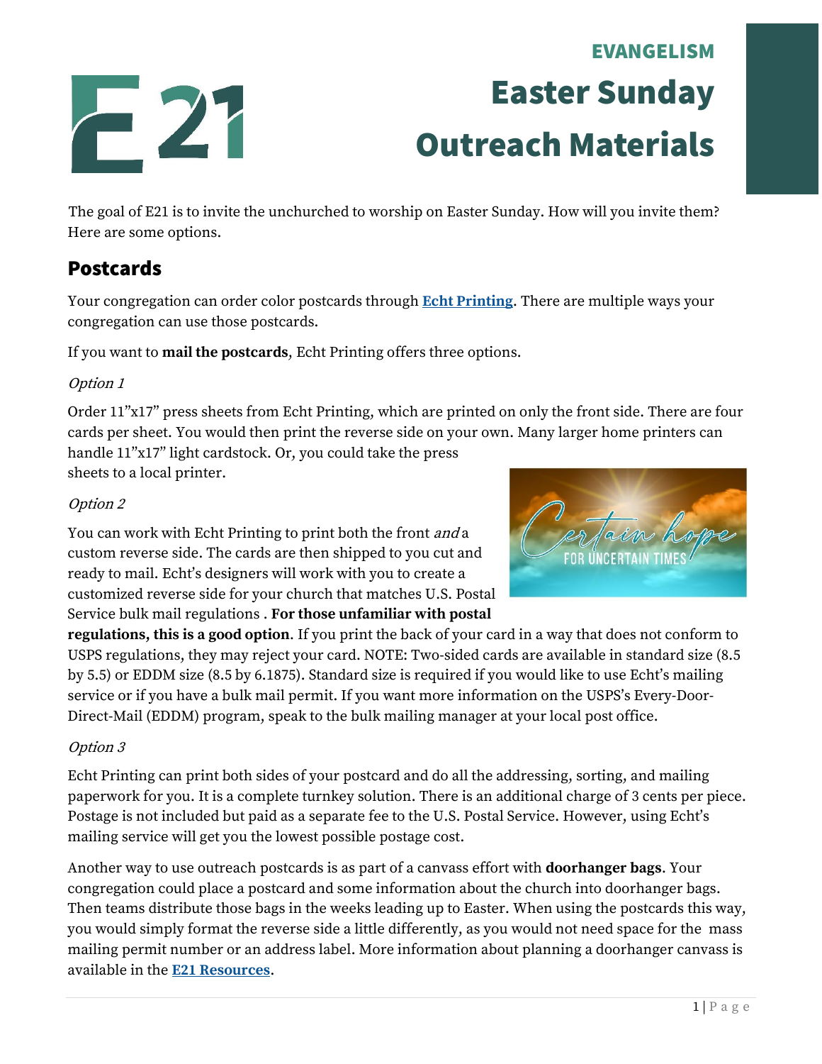EVANGELISM

# Easter Sunday Outreach Materials

The goal of E21 is to invite the unchurched to worship on Easter Sunday. How will you invite them? Here are some options.

## Postcards

Your congregation can order color postcards through **Echt Printing**. There are multiple ways your congregation can use those postcards.

If you want to **mail the postcards**, Echt Printing offers three options.

*Option 1*

Order 11"x17" press sheets from Echt Printing, which are printed on only the front side. There are four cards per sheet. You would then print the reverse side on your own. Many larger home printers can handle 11"x17" light cardstock. Or, you could take the press sheets to a local printer.

*Option 2*

You can work with Echt Printing to print both the front *and* a custom reverse side. The cards are then shipped to you cut and ready to mail. Echt's designers will work with you to create a customized reverse side for your church that matches U.S. Postal Service bulk mail regulations . **For those unfamiliar with postal regulations, this is a good option**. If you print the back of your card in a way that does not conform to USPS regulations, they may reject your card. NOTE: Two-sided cards are available in standard size (8.5 by 5.5) or EDDM size (8.5 by 6.1875). Standard size is required if you would like to use Echt's mailing service or if you have a bulk mail permit. If you want more information on the USPS's Every-Door-Direct-Mail (EDDM) program, speak to the bulk mailing manager at your local post office.

*Option 3*

Echt Printing can print both sides of your postcard and do all the addressing, sorting, and mailing paperwork for you. It is a complete turnkey solution. There is an additional charge of 3 cents per piece. Postage is not included but paid as a separate fee to the U.S. Postal Service. However, using Echt's mailing service will get you the lowest possible postage cost.

Another way to use outreach postcards is as part of a canvass effort with **doorhanger bags**. Your congregation could place a postcard and some information about the church into doorhanger bags. Then teams distribute those bags in the weeks leading up to Easter. When using the postcards this way, you would simply format the reverse side a little differently, as you would not need space for the mass mailing permit number or an address label. More information about planning a doorhanger canvass is available in the **E21 Resources**.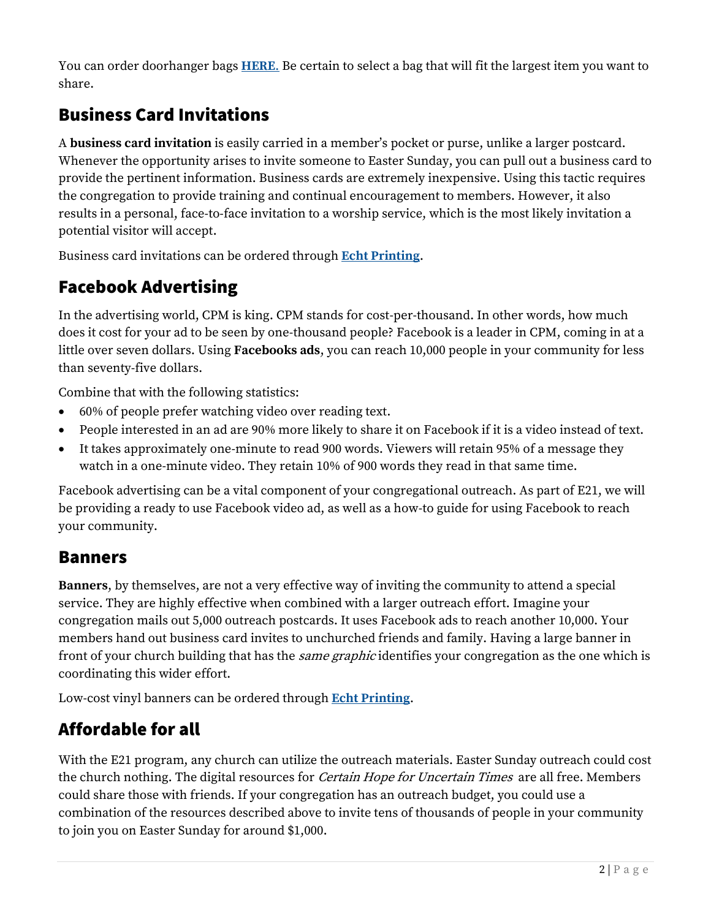You can order doorhanger bags **HERE.** Be certain to select a bag that will fit the largest item you want to share.

## Business Card Invitations

A **business card invitation** is easily carried in a member's pocket or purse, unlike a larger postcard. Whenever the opportunity arises to invite someone to Easter Sunday, you can pull out a business card to provide the pertinent information. Business cards are extremely inexpensive. Using this tactic requires the congregation to provide training and continual encouragement to members. However, it also results in a personal, face-to-face invitation to a worship service, which is the most likely invitation a potential visitor will accept.

Business card invitations can be ordered through **Echt Printing**.

## Facebook Advertising

In the advertising world, CPM is king. CPM stands for cost-per-thousand. In other words, how much does it cost for your ad to be seen by one-thousand people? Facebook is a leader in CPM, coming in at a little over seven dollars. Using **Facebooks ads**, you can reach 10,000 people in your community for less than seventy-five dollars.

Combine that with the following statistics:

- 60% of people prefer watching video over reading text.
- People interested in an ad are 90% more likely to share it on Facebook if it is a video instead of text.
- It takes approximately one-minute to read 900 words. Viewers will retain 95% of a message they watch in a one-minute video. They retain 10% of 900 words they read in that same time.

Facebook advertising can be a vital component of your congregational outreach. As part of E21, we will be providing a ready to use Facebook video ad, as well as a how-to guide for using Facebook to reach your community.

## Banners

**Banners**, by themselves, are not a very effective way of inviting the community to attend a special service. They are highly effective when combined with a larger outreach effort. Imagine your congregation mails out 5,000 outreach postcards. It uses Facebook ads to reach another 10,000. Your members hand out business card invites to unchurched friends and family. Having a large banner in front of your church building that has the *same graphic* identifies your congregation as the one which is coordinating this wider effort.

Low-cost vinyl banners can be ordered through **Echt Printing**.

## Affordable for all

With the E21 program, any church can utilize the outreach materials. Easter Sunday outreach could cost the church nothing. The digital resources for *Certain Hope for Uncertain Times* are all free. Members could share those with friends. If your congregation has an outreach budget, you could use a combination of the resources described above to invite tens of thousands of people in your community to join you on Easter Sunday for around $1,000.